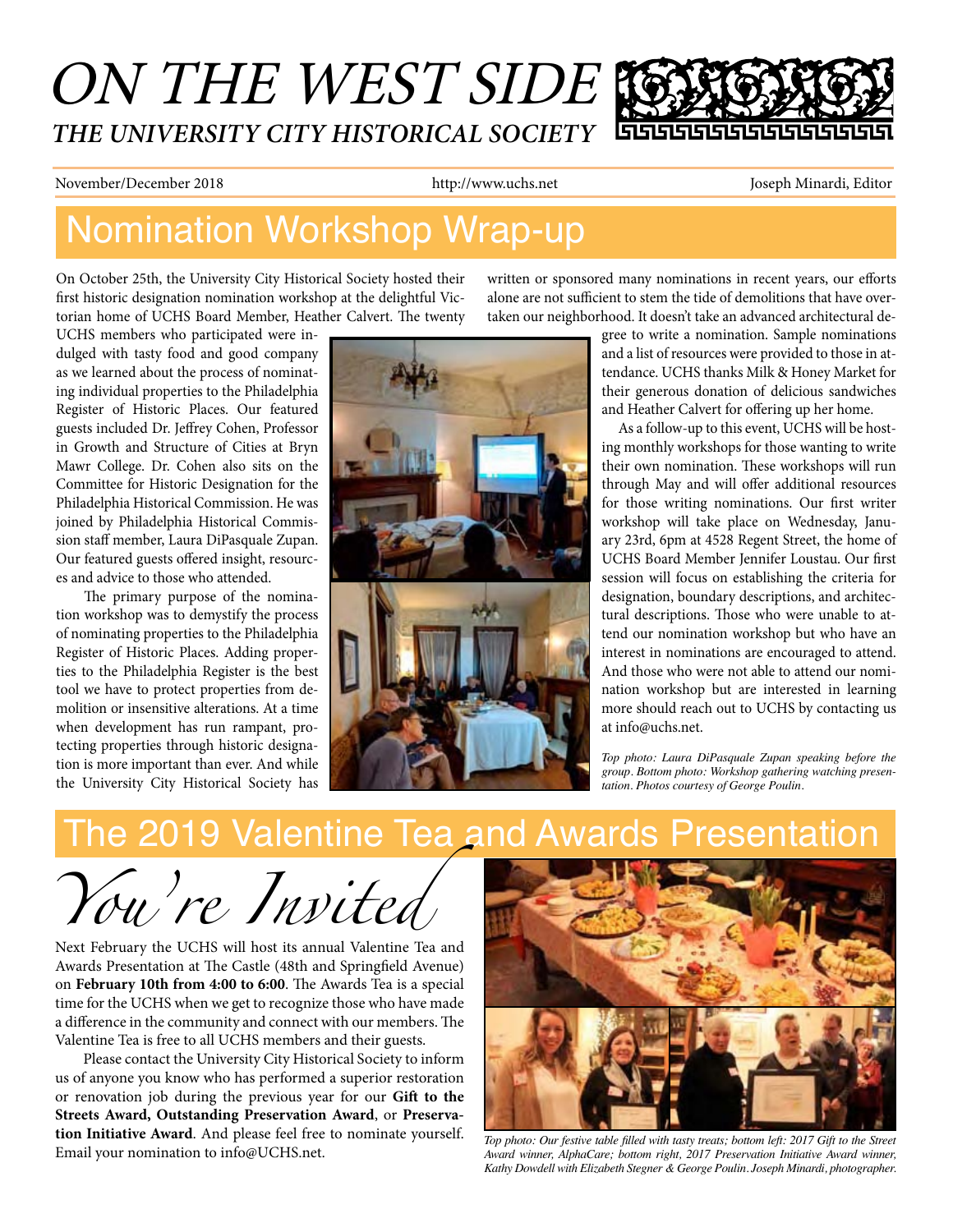# ON THE WEST SIDE

## THE UNIVERSITY CITY HISTORICAL SOCIETY

November/December 2018 http://www.uchs.net Joseph Minardi, Editor

## Nomination Workshop Wrap-up

On October 25th, the University City Historical Society hosted their first historic designation nomination workshop at the delightful Victorian home of UCHS Board Member, Heather Calvert. The twenty UCHS members who participated were indulged with tasty food and good company as we learned about the process of nominating individual properties to the Philadelphia Register of Historic Places. Our featured guests included Dr. Jeffrey Cohen, Professor in Growth and Structure of Cities at Bryn Mawr College. Dr. Cohen also sits on the Committee for Historic Designation for the Philadelphia Historical Commission. He was joined by Philadelphia Historical Commission staff member, Laura DiPasquale Zupan. Our featured guests offered insight, resources and advice to those who attended.

The primary purpose of the nomination workshop was to demystify the process of nominating properties to the Philadelphia Register of Historic Places. Adding properties to the Philadelphia Register is the best tool we have to protect properties from demolition or insensitive alterations. At a time when development has run rampant, protecting properties through historic designation is more important than ever. And while the University City Historical Society has written or sponsored many nominations in recent years, our efforts alone are not sufficient to stem the tide of demolitions that have overtaken our neighborhood. It doesn't take an advanced architectural degree to write a nomination. Sample nominations and a list of resources were provided to those in attendance. UCHS thanks Milk & Honey Market for their generous donation of delicious sandwiches and Heather Calvert for offering up her home.

As a follow-up to this event, UCHS will be hosting monthly workshops for those wanting to write their own nomination. These workshops will run through May and will offer additional resources for those writing nominations. Our first writer workshop will take place on Wednesday, January 23rd, 6pm at 4528 Regent Street, the home of UCHS Board Member Jennifer Loustau. Our first session will focus on establishing the criteria for designation, boundary descriptions, and architectural descriptions. Those who were unable to attend our nomination workshop but who have an interest in nominations are encouraged to attend. And those who were not able to attend our nomination workshop but are interested in learning more should reach out to UCHS by contacting us at info@uchs.net.

*Top photo: Laura DiPasquale Zupan speaking before the group. Bottom photo: Workshop gathering watching presentation. Photos courtesy of George Poulin.*

## The 2019 Valentine Tea and Awards Presentation

*You're Invited*

Next February the UCHS will host its annual Valentine Tea and Awards Presentation at The Castle (48th and Springfield Avenue) on **February 10th from 4:00 to 6:00**. The Awards Tea is a special time for the UCHS when we get to recognize those who have made a difference in the community and connect with our members. The Valentine Tea is free to all UCHS members and their guests.

Please contact the University City Historical Society to inform us of anyone you know who has performed a superior restoration or renovation job during the previous year for our **Gift to the Streets Award, Outstanding Preservation Award**, or **Preservation Initiative Award**. And please feel free to nominate yourself. Email your nomination to info@UCHS.net.

*Top photo: Our festive table filled with tasty treats; bottom left: 2017 Gift to the Street Award winner, AlphaCare; bottom right, 2017 Preservation Initiative Award winner, Kathy Dowdell with Elizabeth Stegner & George Poulin. Joseph Minardi, photographer.*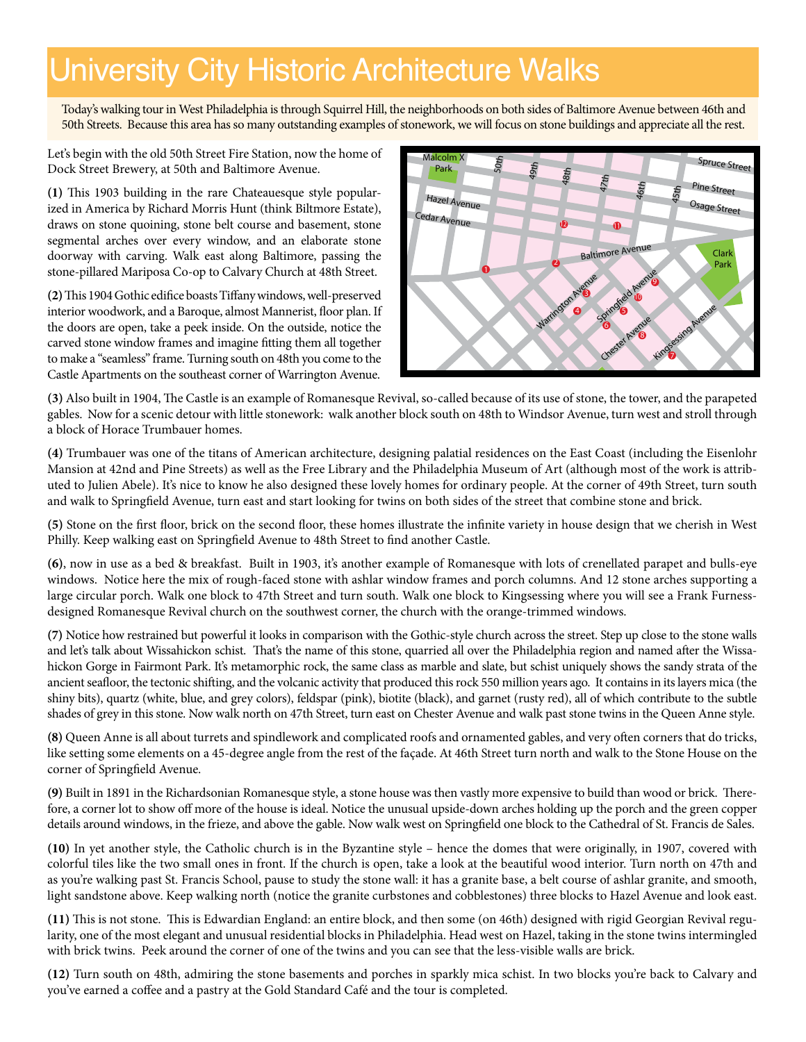# University City Historic Architecture Walks

Today's walking tour in West Philadelphia is through Squirrel Hill, the neighborhoods on both sides of Baltimore Avenue between 46th and 50th Streets. Because this area has so many outstanding examples of stonework, we will focus on stone buildings and appreciate all the rest.

Let's begin with the old 50th Street Fire Station, now the home of Dock Street Brewery, at 50th and Baltimore Avenue.

**(1)** This 1903 building in the rare Chateauesque style popularized in America by Richard Morris Hunt (think Biltmore Estate), draws on stone quoining, stone belt course and basement, stone segmental arches over every window, and an elaborate stone doorway with carving. Walk east along Baltimore, passing the stone-pillared Mariposa Co-op to Calvary Church at 48th Street.

**(2)** This 1904 Gothic edifice boasts Tiffany windows, well-preserved interior woodwork, and a Baroque, almost Mannerist, floor plan. If the doors are open, take a peek inside. On the outside, notice the carved stone window frames and imagine fitting them all together to make a "seamless" frame. Turning south on 48th you come to the Castle Apartments on the southeast corner of Warrington Avenue.

**(3)** Also built in 1904, The Castle is an example of Romanesque Revival, so-called because of its use of stone, the tower, and the parapeted gables. Now for a scenic detour with little stonework: walk another block south on 48th to Windsor Avenue, turn west and stroll through a block of Horace Trumbauer homes.

**(4)** Trumbauer was one of the titans of American architecture, designing palatial residences on the East Coast (including the Eisenlohr Mansion at 42nd and Pine Streets) as well as the Free Library and the Philadelphia Museum of Art (although most of the work is attributed to Julien Abele). It's nice to know he also designed these lovely homes for ordinary people. At the corner of 49th Street, turn south and walk to Springfield Avenue, turn east and start looking for twins on both sides of the street that combine stone and brick.

**(5)** Stone on the first floor, brick on the second floor, these homes illustrate the infinite variety in house design that we cherish in West Philly. Keep walking east on Springfield Avenue to 48th Street to find another Castle.

**(6)**, now in use as a bed & breakfast. Built in 1903, it's another example of Romanesque with lots of crenellated parapet and bulls-eye windows. Notice here the mix of rough-faced stone with ashlar window frames and porch columns. And 12 stone arches supporting a large circular porch. Walk one block to 47th Street and turn south. Walk one block to Kingsessing where you will see a Frank Furness-designed Romanesque Revival church on the southwest corner, the church with the orange-trimmed windows.

**(7)** Notice how restrained but powerful it looks in comparison with the Gothic-style church across the street. Step up close to the stone walls and let's talk about Wissahickon schist. That's the name of this stone, quarried all over the Philadelphia region and named after the Wissahickon Gorge in Fairmont Park. It's metamorphic rock, the same class as marble and slate, but schist uniquely shows the sandy strata of the ancient seafloor, the tectonic shifting, and the volcanic activity that produced this rock 550 million years ago. It contains in its layers mica (the shiny bits), quartz (white, blue, and grey colors), feldspar (pink), biotite (black), and garnet (rusty red), all of which contribute to the subtle shades of grey in this stone. Now walk north on 47th Street, turn east on Chester Avenue and walk past stone twins in the Queen Anne style.

**(8)** Queen Anne is all about turrets and spindlework and complicated roofs and ornamented gables, and very often corners that do tricks, like setting some elements on a 45-degree angle from the rest of the façade. At 46th Street turn north and walk to the Stone House on the corner of Springfield Avenue.

**(9)** Built in 1891 in the Richardsonian Romanesque style, a stone house was then vastly more expensive to build than wood or brick. Therefore, a corner lot to show off more of the house is ideal. Notice the unusual upside-down arches holding up the porch and the green copper details around windows, in the frieze, and above the gable. Now walk west on Springfield one block to the Cathedral of St. Francis de Sales.

**(10)** In yet another style, the Catholic church is in the Byzantine style – hence the domes that were originally, in 1907, covered with colorful tiles like the two small ones in front. If the church is open, take a look at the beautiful wood interior. Turn north on 47th and as you're walking past St. Francis School, pause to study the stone wall: it has a granite base, a belt course of ashlar granite, and smooth, light sandstone above. Keep walking north (notice the granite curbstones and cobblestones) three blocks to Hazel Avenue and look east.

**(11)** This is not stone. This is Edwardian England: an entire block, and then some (on 46th) designed with rigid Georgian Revival regularity, one of the most elegant and unusual residential blocks in Philadelphia. Head west on Hazel, taking in the stone twins intermingled with brick twins. Peek around the corner of one of the twins and you can see that the less-visible walls are brick.

**(12)** Turn south on 48th, admiring the stone basements and porches in sparkly mica schist. In two blocks you're back to Calvary and you've earned a coffee and a pastry at the Gold Standard Café and the tour is completed.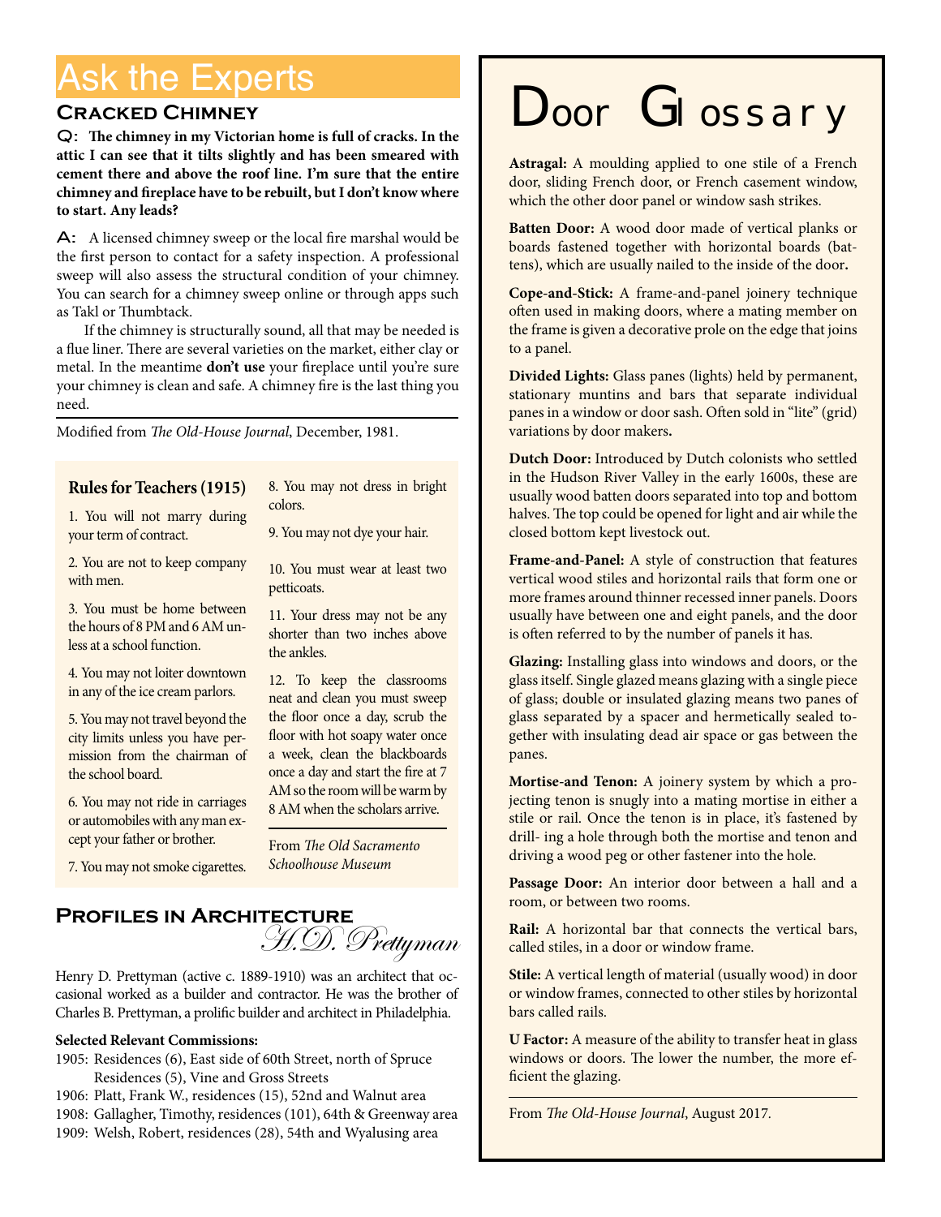# Ask the Experts

## Cracked Chimney

**Q: The chimney in my Victorian home is full of cracks. In the attic I can see that it tilts slightly and has been smeared with cement there and above the roof line. I'm sure that the entire chimney and fireplace have to be rebuilt, but I don't know where to start. Any leads?**

**A:** A licensed chimney sweep or the local fire marshal would be the first person to contact for a safety inspection. A professional sweep will also assess the structural condition of your chimney. You can search for a chimney sweep online or through apps such as Takl or Thumbtack.

If the chimney is structurally sound, all that may be needed is a flue liner. There are several varieties on the market, either clay or metal. In the meantime **don't use** your fireplace until you're sure your chimney is clean and safe. A chimney fire is the last thing you need.

Modified from *The Old-House Journal*, December, 1981.

### Rules for Teachers (1915)

1. You will not marry during your term of contract.
2. You are not to keep company with men.
3. You must be home between the hours of 8 PM and 6 AM unless at a school function.
4. You may not loiter downtown in any of the ice cream parlors.
5. You may not travel beyond the city limits unless you have permission from the chairman of the school board.
6. You may not ride in carriages or automobiles with any man except your father or brother.
7. You may not smoke cigarettes.
8. You may not dress in bright colors.
9. You may not dye your hair.
10. You must wear at least two petticoats.
11. Your dress may not be any shorter than two inches above the ankles.
12. To keep the classrooms neat and clean you must sweep the floor once a day, scrub the floor with hot soapy water once a week, clean the blackboards once a day and start the fire at 7 AM so the room will be warm by 8 AM when the scholars arrive.

From *The Old Sacramento Schoolhouse Museum*

## Profiles in Architecture

### H.D. Prettyman

Henry D. Prettyman (active c. 1889-1910) was an architect that occasional worked as a builder and contractor. He was the brother of Charles B. Prettyman, a prolific builder and architect in Philadelphia.

**Selected Relevant Commissions:**

- 1905: Residences (6), East side of 60th Street, north of Spruce
  Residences (5), Vine and Gross Streets
- 1906: Platt, Frank W., residences (15), 52nd and Walnut area
- 1908: Gallagher, Timothy, residences (101), 64th & Greenway area
- 1909: Welsh, Robert, residences (28), 54th and Wyalusing area

# Door Glossary

**Astragal:** A moulding applied to one stile of a French door, sliding French door, or French casement window, which the other door panel or window sash strikes.

**Batten Door:** A wood door made of vertical planks or boards fastened together with horizontal boards (battens), which are usually nailed to the inside of the door.

**Cope-and-Stick:** A frame-and-panel joinery technique often used in making doors, where a mating member on the frame is given a decorative profile on the edge that joins to a panel.

**Divided Lights:** Glass panes (lights) held by permanent, stationary muntins and bars that separate individual panes in a window or door sash. Often sold in "lite" (grid) variations by door makers.

**Dutch Door:** Introduced by Dutch colonists who settled in the Hudson River Valley in the early 1600s, these are usually wood batten doors separated into top and bottom halves. The top could be opened for light and air while the closed bottom kept livestock out.

**Frame-and-Panel:** A style of construction that features vertical wood stiles and horizontal rails that form one or more frames around thinner recessed inner panels. Doors usually have between one and eight panels, and the door is often referred to by the number of panels it has.

**Glazing:** Installing glass into windows and doors, or the glass itself. Single glazed means glazing with a single piece of glass; double or insulated glazing means two panes of glass separated by a spacer and hermetically sealed together with insulating dead air space or gas between the panes.

**Mortise-and Tenon:** A joinery system by which a projecting tenon is snugly into a mating mortise in either a stile or rail. Once the tenon is in place, it's fastened by drill- ing a hole through both the mortise and tenon and driving a wood peg or other fastener into the hole.

**Passage Door:** An interior door between a hall and a room, or between two rooms.

**Rail:** A horizontal bar that connects the vertical bars, called stiles, in a door or window frame.

**Stile:** A vertical length of material (usually wood) in door or window frames, connected to other stiles by horizontal bars called rails.

**U Factor:** A measure of the ability to transfer heat in glass windows or doors. The lower the number, the more efficient the glazing.

From *The Old-House Journal*, August 2017.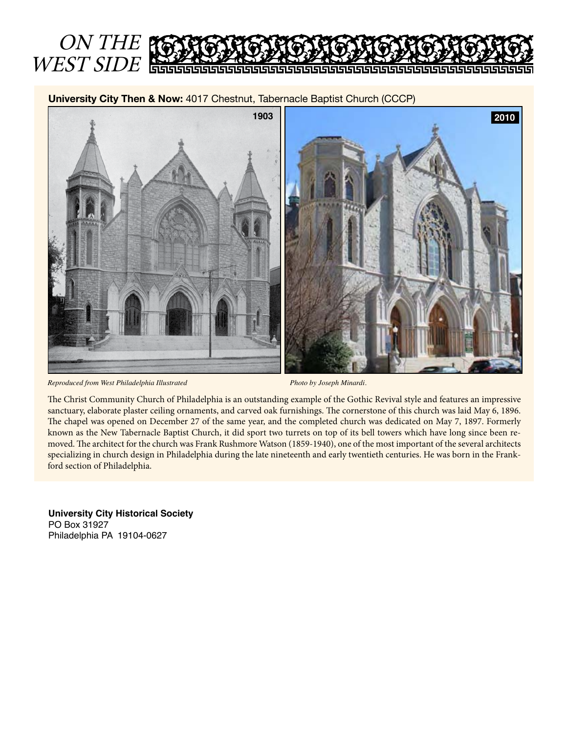**University City Then & Now:** 4017 Chestnut, Tabernacle Baptist Church (CCCP)

1903

2010

*Reproduced from West Philadelphia Illustrated*

*Photo by Joseph Minardi*.

The Christ Community Church of Philadelphia is an outstanding example of the Gothic Revival style and features an impressive sanctuary, elaborate plaster ceiling ornaments, and carved oak furnishings. The cornerstone of this church was laid May 6, 1896. The chapel was opened on December 27 of the same year, and the completed church was dedicated on May 7, 1897. Formerly known as the New Tabernacle Baptist Church, it did sport two turrets on top of its bell towers which have long since been removed. The architect for the church was Frank Rushmore Watson (1859-1940), one of the most important of the several architects specializing in church design in Philadelphia during the late nineteenth and early twentieth centuries. He was born in the Frankford section of Philadelphia.

**University City Historical Society**
PO Box 31927
Philadelphia PA 19104-0627